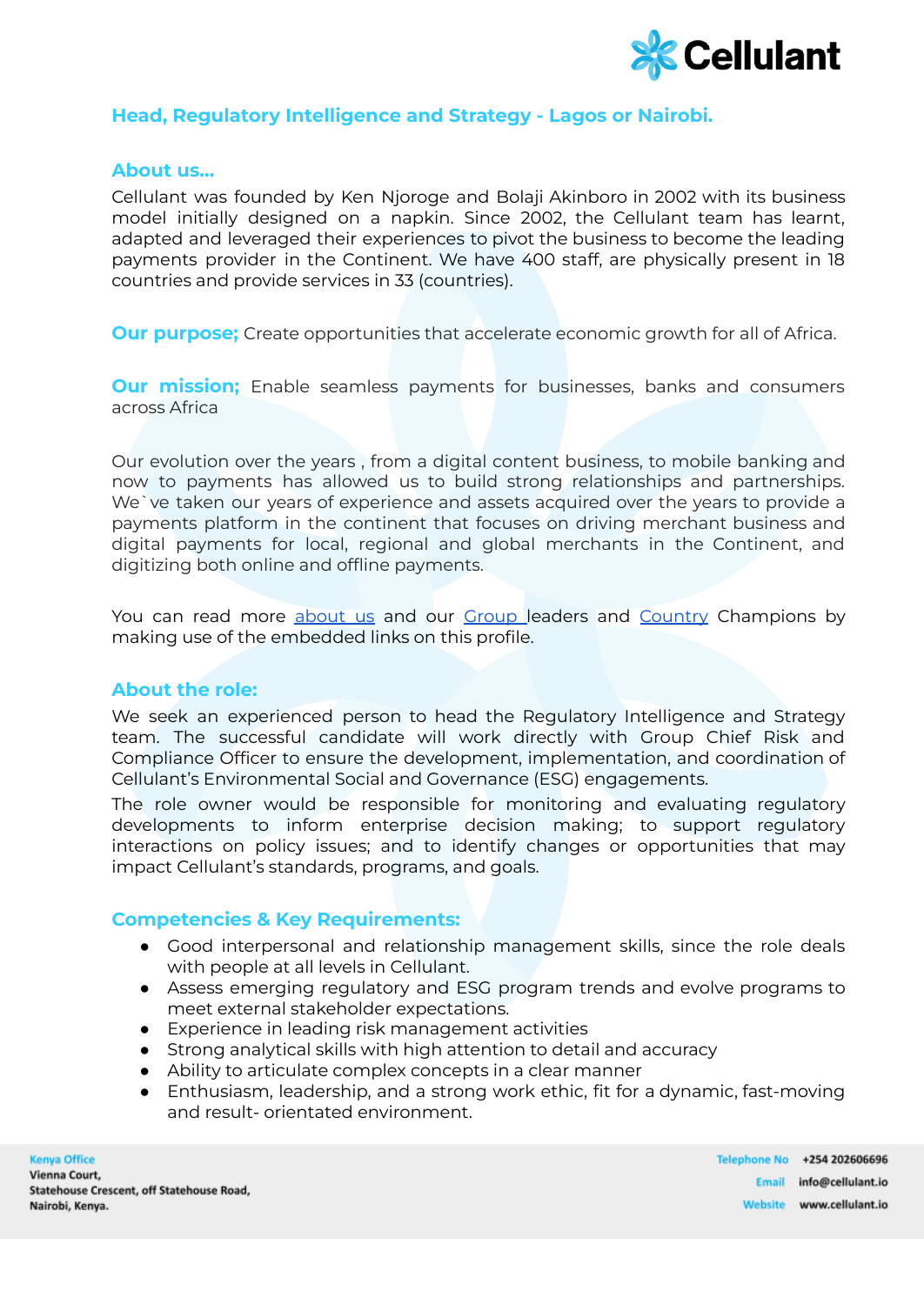# Head, Regulatory Intelligence and Strategy - Lagos or Nairobi.

## About us...

Cellulant was founded by Ken Njoroge and Bolaji Akinboro in 2002 with its business model initially designed on a napkin. Since 2002, the Cellulant team has learnt, adapted and leveraged their experiences to pivot the business to become the leading payments provider in the Continent. We have 400 staff, are physically present in 18 countries and provide services in 33 (countries).

**Our purpose;** Create opportunities that accelerate economic growth for all of Africa.

**Our mission;** Enable seamless payments for businesses, banks and consumers across Africa

Our evolution over the years , from a digital content business, to mobile banking and now to payments has allowed us to build strong relationships and partnerships. We`ve taken our years of experience and assets acquired over the years to provide a payments platform in the continent that focuses on driving merchant business and digital payments for local, regional and global merchants in the Continent, and digitizing both online and offline payments.

You can read more about us and our Group leaders and Country Champions by making use of the embedded links on this profile.

## About the role:

We seek an experienced person to head the Regulatory Intelligence and Strategy team. The successful candidate will work directly with Group Chief Risk and Compliance Officer to ensure the development, implementation, and coordination of Cellulant's Environmental Social and Governance (ESG) engagements.

The role owner would be responsible for monitoring and evaluating regulatory developments to inform enterprise decision making; to support regulatory interactions on policy issues; and to identify changes or opportunities that may impact Cellulant's standards, programs, and goals.

## Competencies & Key Requirements:

- Good interpersonal and relationship management skills, since the role deals with people at all levels in Cellulant.
- Assess emerging regulatory and ESG program trends and evolve programs to meet external stakeholder expectations.
- Experience in leading risk management activities
- Strong analytical skills with high attention to detail and accuracy
- Ability to articulate complex concepts in a clear manner
- Enthusiasm, leadership, and a strong work ethic, fit for a dynamic, fast-moving and result- orientated environment.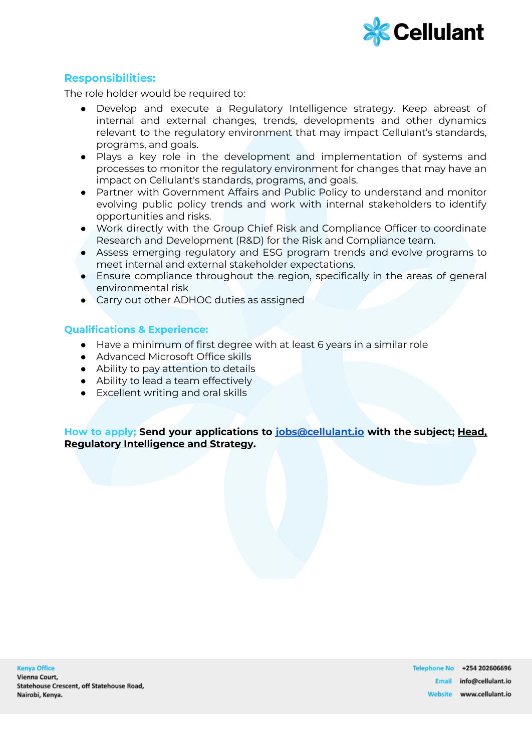## Responsibilities:

The role holder would be required to:

- Develop and execute a Regulatory Intelligence strategy. Keep abreast of internal and external changes, trends, developments and other dynamics relevant to the regulatory environment that may impact Cellulant's standards, programs, and goals.
- Plays a key role in the development and implementation of systems and processes to monitor the regulatory environment for changes that may have an impact on Cellulant's standards, programs, and goals.
- Partner with Government Affairs and Public Policy to understand and monitor evolving public policy trends and work with internal stakeholders to identify opportunities and risks.
- Work directly with the Group Chief Risk and Compliance Officer to coordinate Research and Development (R&D) for the Risk and Compliance team.
- Assess emerging regulatory and ESG program trends and evolve programs to meet internal and external stakeholder expectations.
- Ensure compliance throughout the region, specifically in the areas of general environmental risk
- Carry out other ADHOC duties as assigned

## Qualifications & Experience:

- Have a minimum of first degree with at least 6 years in a similar role
- Advanced Microsoft Office skills
- Ability to pay attention to details
- Ability to lead a team effectively
- Excellent writing and oral skills

**How to apply; Send your applications to [jobs@cellulant.io](mailto:jobs@cellulant.io) with the subject; <u>Head, Regulatory Intelligence and Strategy</u>.**